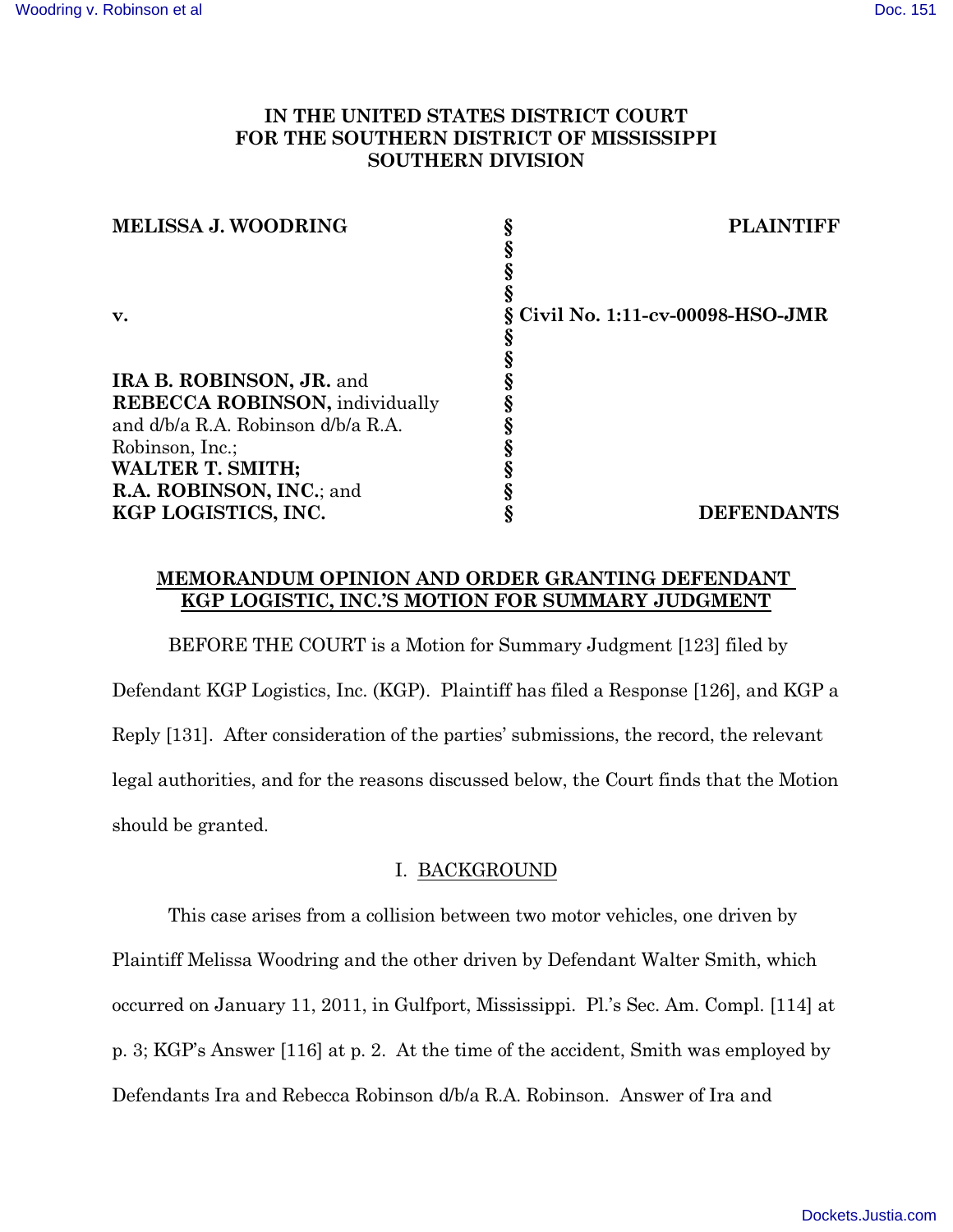**IN THE UNITED STATES DISTRICT COURT**
**FOR THE SOUTHERN DISTRICT OF MISSISSIPPI**
**SOUTHERN DIVISION**

| | | |
|---|---|---|
| **MELISSA J. WOODRING** | § | **PLAINTIFF** |
| | § | |
| | § | |
| | § | |
| **v.** | § **Civil No. 1:11-cv-00098-HSO-JMR** | |
| | § | |
| | § | |
| **IRA B. ROBINSON, JR.** and | § | |
| **REBECCA ROBINSON,** individually | § | |
| and d/b/a R.A. Robinson d/b/a R.A. | § | |
| Robinson, Inc.; | § | |
| **WALTER T. SMITH;** | § | |
| **R.A. ROBINSON, INC.**; and | § | |
| **KGP LOGISTICS, INC.** | § | **DEFENDANTS** |

**MEMORANDUM OPINION AND ORDER GRANTING DEFENDANT KGP LOGISTIC, INC.'S MOTION FOR SUMMARY JUDGMENT**

BEFORE THE COURT is a Motion for Summary Judgment [123] filed by Defendant KGP Logistics, Inc. (KGP). Plaintiff has filed a Response [126], and KGP a Reply [131]. After consideration of the parties' submissions, the record, the relevant legal authorities, and for the reasons discussed below, the Court finds that the Motion should be granted.

## I. BACKGROUND

This case arises from a collision between two motor vehicles, one driven by Plaintiff Melissa Woodring and the other driven by Defendant Walter Smith, which occurred on January 11, 2011, in Gulfport, Mississippi. Pl.'s Sec. Am. Compl. [114] at p. 3; KGP's Answer [116] at p. 2. At the time of the accident, Smith was employed by Defendants Ira and Rebecca Robinson d/b/a R.A. Robinson. Answer of Ira and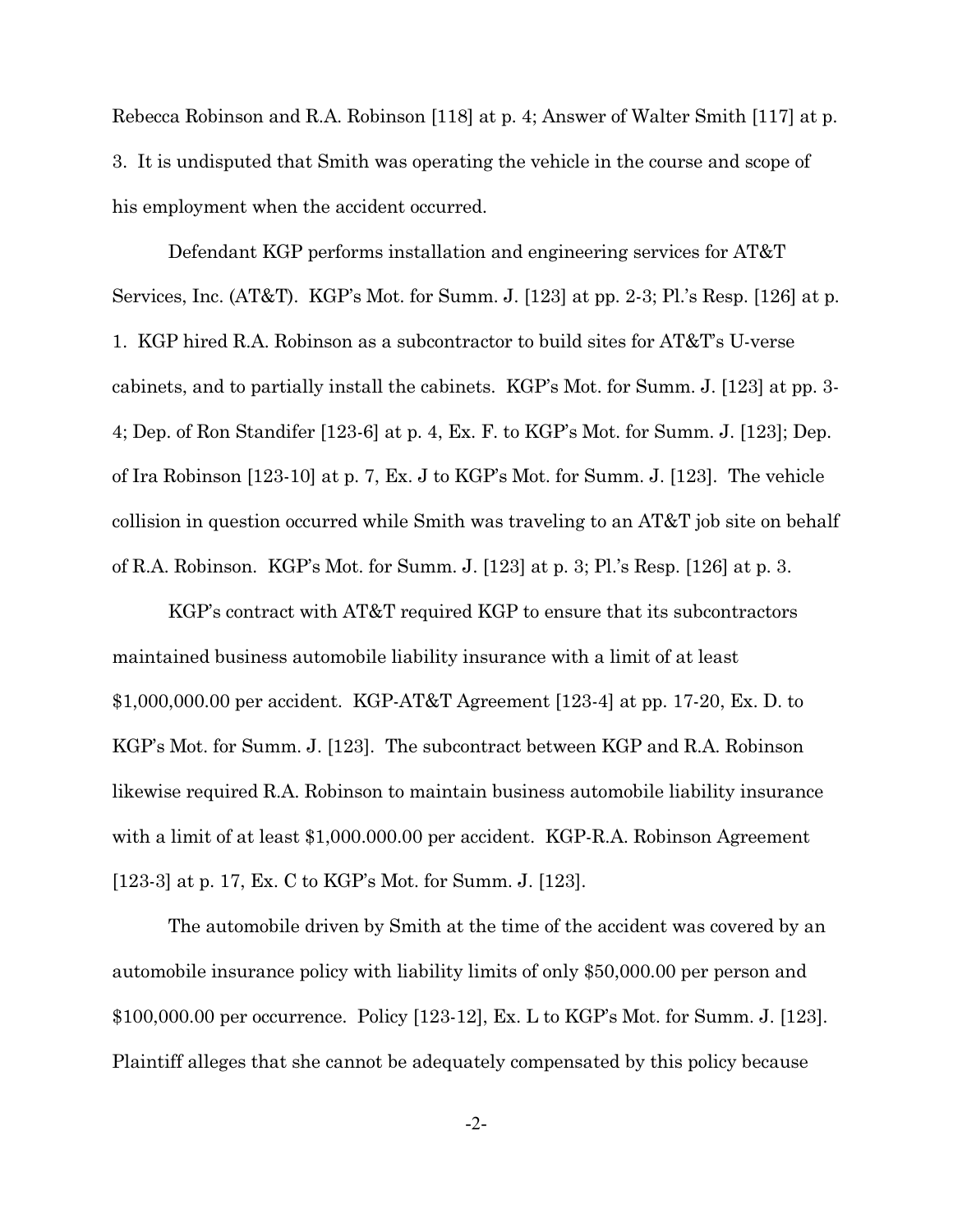Rebecca Robinson and R.A. Robinson [118] at p. 4; Answer of Walter Smith [117] at p. 3. It is undisputed that Smith was operating the vehicle in the course and scope of his employment when the accident occurred.

Defendant KGP performs installation and engineering services for AT&T Services, Inc. (AT&T). KGP's Mot. for Summ. J. [123] at pp. 2-3; Pl.'s Resp. [126] at p. 1. KGP hired R.A. Robinson as a subcontractor to build sites for AT&T's U-verse cabinets, and to partially install the cabinets. KGP's Mot. for Summ. J. [123] at pp. 3-4; Dep. of Ron Standifer [123-6] at p. 4, Ex. F. to KGP's Mot. for Summ. J. [123]; Dep. of Ira Robinson [123-10] at p. 7, Ex. J to KGP's Mot. for Summ. J. [123]. The vehicle collision in question occurred while Smith was traveling to an AT&T job site on behalf of R.A. Robinson. KGP's Mot. for Summ. J. [123] at p. 3; Pl.'s Resp. [126] at p. 3.

KGP's contract with AT&T required KGP to ensure that its subcontractors maintained business automobile liability insurance with a limit of at least $1,000,000.00 per accident. KGP-AT&T Agreement [123-4] at pp. 17-20, Ex. D. to KGP's Mot. for Summ. J. [123]. The subcontract between KGP and R.A. Robinson likewise required R.A. Robinson to maintain business automobile liability insurance with a limit of at least $1,000.000.00 per accident. KGP-R.A. Robinson Agreement [123-3] at p. 17, Ex. C to KGP's Mot. for Summ. J. [123].

The automobile driven by Smith at the time of the accident was covered by an automobile insurance policy with liability limits of only $50,000.00 per person and $100,000.00 per occurrence. Policy [123-12], Ex. L to KGP's Mot. for Summ. J. [123]. Plaintiff alleges that she cannot be adequately compensated by this policy because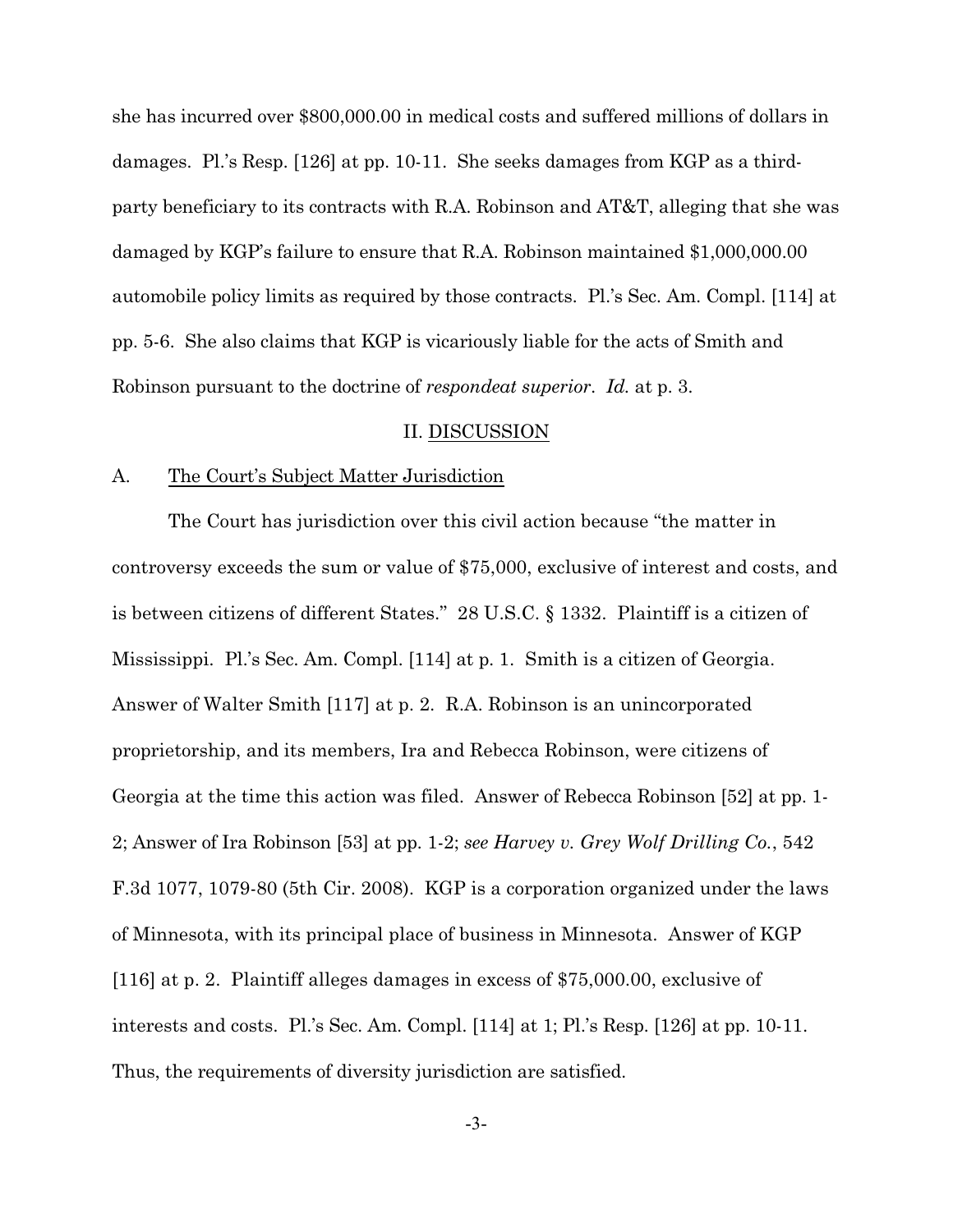she has incurred over $800,000.00 in medical costs and suffered millions of dollars in damages. Pl.'s Resp. [126] at pp. 10-11. She seeks damages from KGP as a third-party beneficiary to its contracts with R.A. Robinson and AT&T, alleging that she was damaged by KGP's failure to ensure that R.A. Robinson maintained $1,000,000.00 automobile policy limits as required by those contracts. Pl.'s Sec. Am. Compl. [114] at pp. 5-6. She also claims that KGP is vicariously liable for the acts of Smith and Robinson pursuant to the doctrine of *respondeat superior*. *Id.* at p. 3.

## II. DISCUSSION

### A. The Court's Subject Matter Jurisdiction

The Court has jurisdiction over this civil action because "the matter in controversy exceeds the sum or value of $75,000, exclusive of interest and costs, and is between citizens of different States." 28 U.S.C. § 1332. Plaintiff is a citizen of Mississippi. Pl.'s Sec. Am. Compl. [114] at p. 1. Smith is a citizen of Georgia. Answer of Walter Smith [117] at p. 2. R.A. Robinson is an unincorporated proprietorship, and its members, Ira and Rebecca Robinson, were citizens of Georgia at the time this action was filed. Answer of Rebecca Robinson [52] at pp. 1-2; Answer of Ira Robinson [53] at pp. 1-2; *see Harvey v. Grey Wolf Drilling Co.*, 542 F.3d 1077, 1079-80 (5th Cir. 2008). KGP is a corporation organized under the laws of Minnesota, with its principal place of business in Minnesota. Answer of KGP [116] at p. 2. Plaintiff alleges damages in excess of $75,000.00, exclusive of interests and costs. Pl.'s Sec. Am. Compl. [114] at 1; Pl.'s Resp. [126] at pp. 10-11. Thus, the requirements of diversity jurisdiction are satisfied.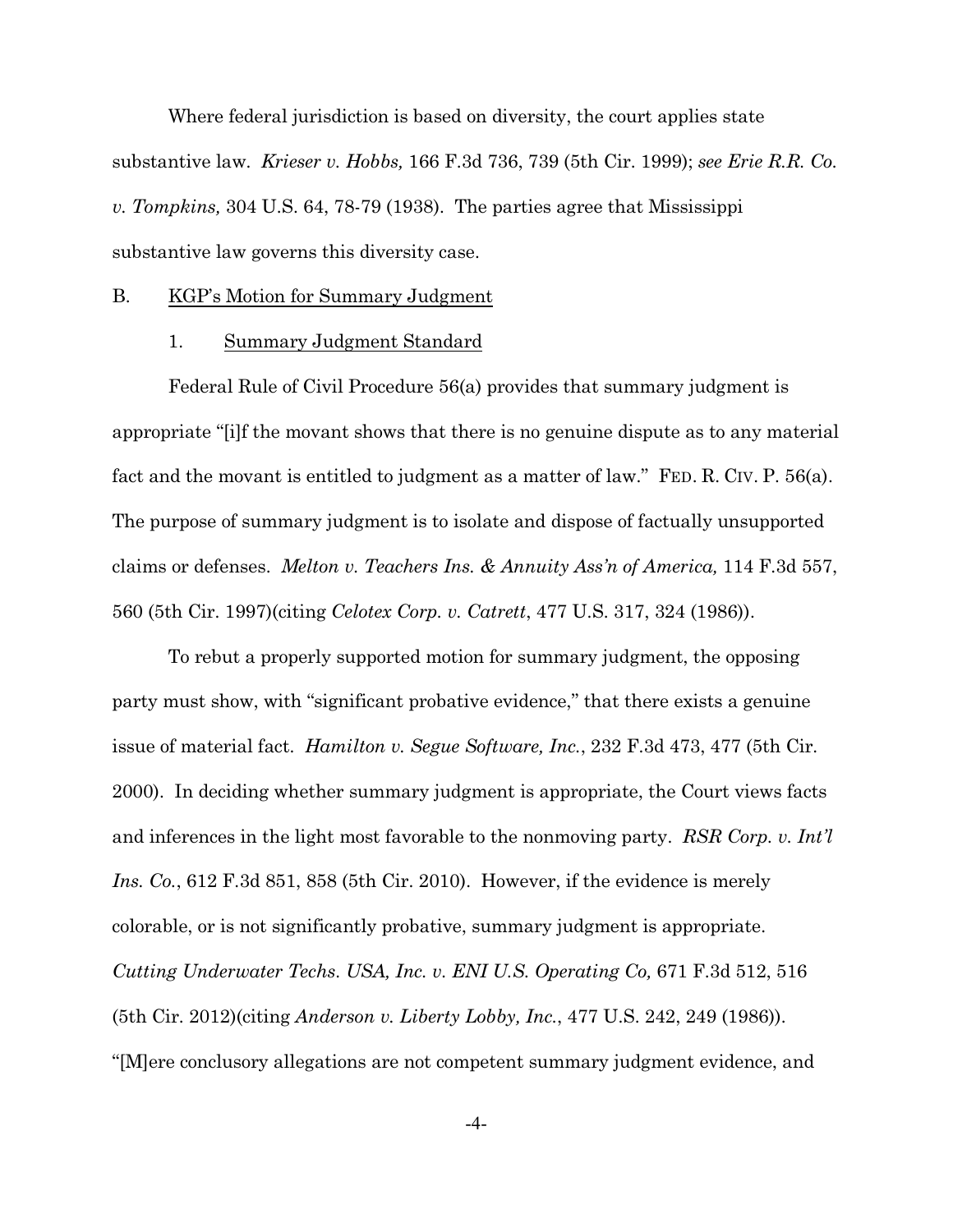Where federal jurisdiction is based on diversity, the court applies state substantive law. *Krieser v. Hobbs,* 166 F.3d 736, 739 (5th Cir. 1999); *see Erie R.R. Co. v. Tompkins,* 304 U.S. 64, 78-79 (1938). The parties agree that Mississippi substantive law governs this diversity case.

B. KGP's Motion for Summary Judgment

1. Summary Judgment Standard

Federal Rule of Civil Procedure 56(a) provides that summary judgment is appropriate "[i]f the movant shows that there is no genuine dispute as to any material fact and the movant is entitled to judgment as a matter of law." FED. R. CIV. P. 56(a). The purpose of summary judgment is to isolate and dispose of factually unsupported claims or defenses. *Melton v. Teachers Ins. & Annuity Ass'n of America,* 114 F.3d 557, 560 (5th Cir. 1997)(citing *Celotex Corp. v. Catrett*, 477 U.S. 317, 324 (1986)).

To rebut a properly supported motion for summary judgment, the opposing party must show, with "significant probative evidence," that there exists a genuine issue of material fact. *Hamilton v. Segue Software, Inc.*, 232 F.3d 473, 477 (5th Cir. 2000). In deciding whether summary judgment is appropriate, the Court views facts and inferences in the light most favorable to the nonmoving party. *RSR Corp. v. Int'l Ins. Co.*, 612 F.3d 851, 858 (5th Cir. 2010). However, if the evidence is merely colorable, or is not significantly probative, summary judgment is appropriate. *Cutting Underwater Techs. USA, Inc. v. ENI U.S. Operating Co,* 671 F.3d 512, 516 (5th Cir. 2012)(citing *Anderson v. Liberty Lobby, Inc.*, 477 U.S. 242, 249 (1986)). "[M]ere conclusory allegations are not competent summary judgment evidence, and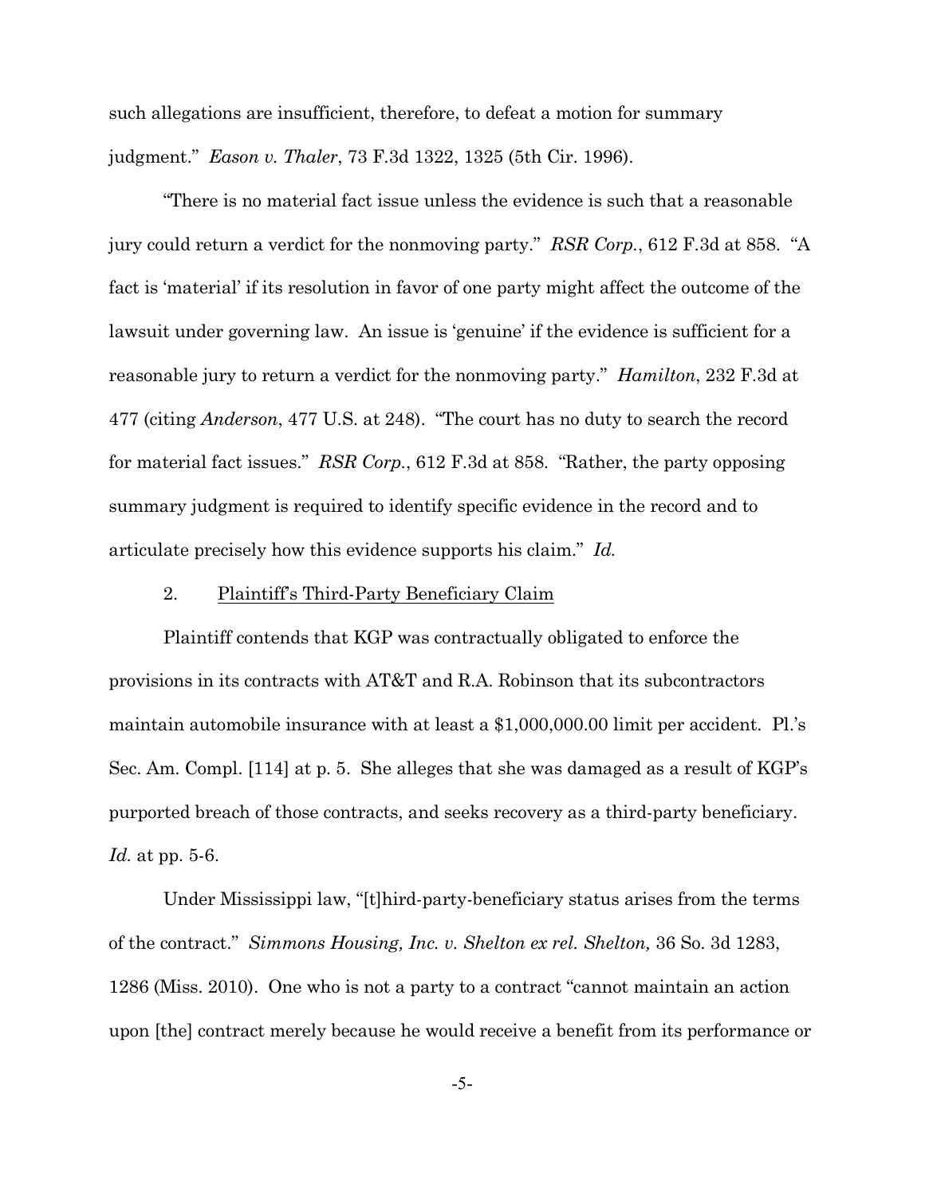such allegations are insufficient, therefore, to defeat a motion for summary judgment." *Eason v. Thaler*, 73 F.3d 1322, 1325 (5th Cir. 1996).

"There is no material fact issue unless the evidence is such that a reasonable jury could return a verdict for the nonmoving party." *RSR Corp.*, 612 F.3d at 858. "A fact is 'material' if its resolution in favor of one party might affect the outcome of the lawsuit under governing law. An issue is 'genuine' if the evidence is sufficient for a reasonable jury to return a verdict for the nonmoving party." *Hamilton*, 232 F.3d at 477 (citing *Anderson*, 477 U.S. at 248). "The court has no duty to search the record for material fact issues." *RSR Corp.*, 612 F.3d at 858. "Rather, the party opposing summary judgment is required to identify specific evidence in the record and to articulate precisely how this evidence supports his claim." *Id.*

2. <u>Plaintiff's Third-Party Beneficiary Claim</u>

Plaintiff contends that KGP was contractually obligated to enforce the provisions in its contracts with AT&T and R.A. Robinson that its subcontractors maintain automobile insurance with at least a $1,000,000.00 limit per accident. Pl.'s Sec. Am. Compl. [114] at p. 5. She alleges that she was damaged as a result of KGP's purported breach of those contracts, and seeks recovery as a third-party beneficiary. *Id.* at pp. 5-6.

Under Mississippi law, "[t]hird-party-beneficiary status arises from the terms of the contract." *Simmons Housing, Inc. v. Shelton ex rel. Shelton,* 36 So. 3d 1283, 1286 (Miss. 2010). One who is not a party to a contract "cannot maintain an action upon [the] contract merely because he would receive a benefit from its performance or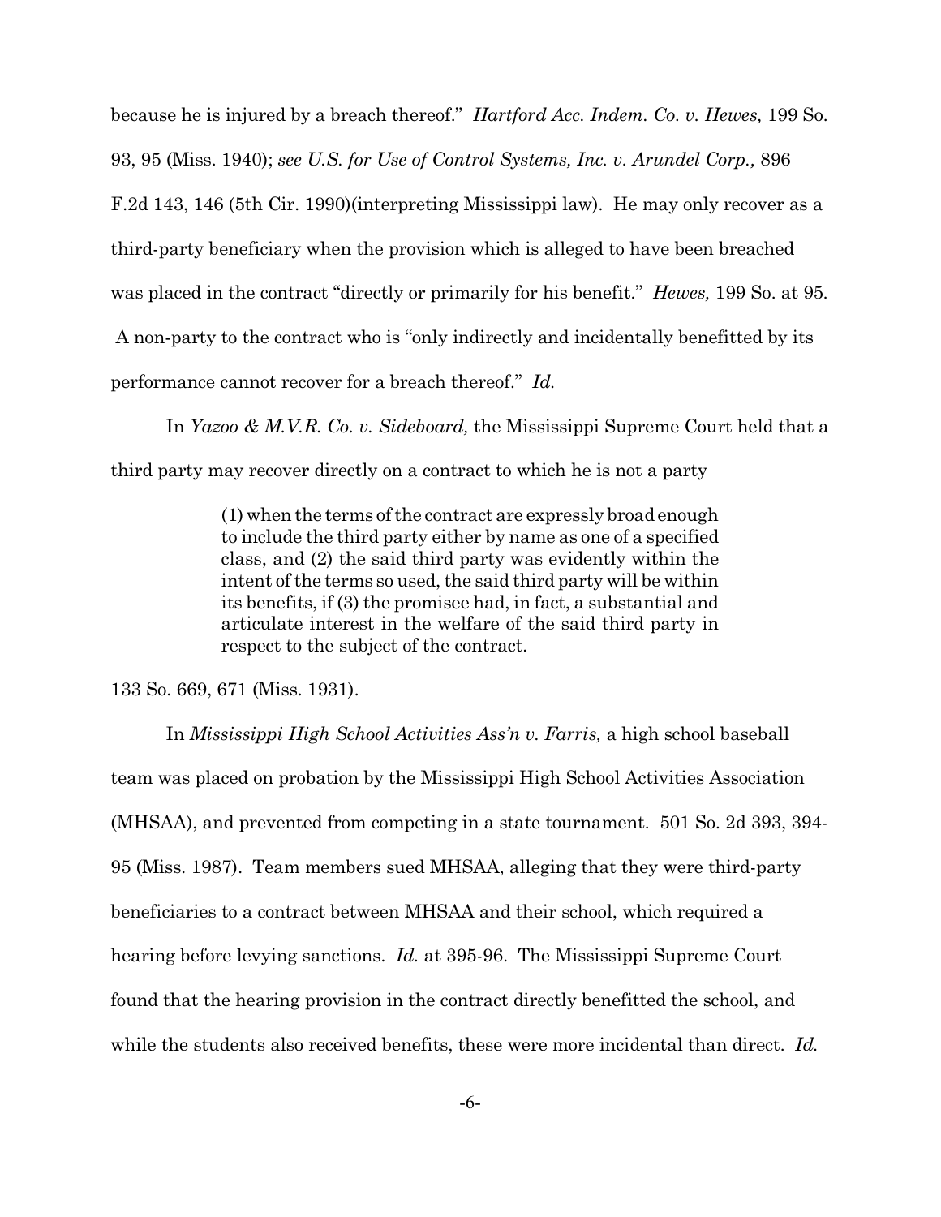because he is injured by a breach thereof." *Hartford Acc. Indem. Co. v. Hewes,* 199 So. 93, 95 (Miss. 1940); *see U.S. for Use of Control Systems, Inc. v. Arundel Corp.,* 896 F.2d 143, 146 (5th Cir. 1990)(interpreting Mississippi law). He may only recover as a third-party beneficiary when the provision which is alleged to have been breached was placed in the contract "directly or primarily for his benefit." *Hewes,* 199 So. at 95. A non-party to the contract who is "only indirectly and incidentally benefitted by its performance cannot recover for a breach thereof." *Id.*

In *Yazoo & M.V.R. Co. v. Sideboard,* the Mississippi Supreme Court held that a third party may recover directly on a contract to which he is not a party

> (1) when the terms of the contract are expressly broad enough to include the third party either by name as one of a specified class, and (2) the said third party was evidently within the intent of the terms so used, the said third party will be within its benefits, if (3) the promisee had, in fact, a substantial and articulate interest in the welfare of the said third party in respect to the subject of the contract.

133 So. 669, 671 (Miss. 1931).

In *Mississippi High School Activities Ass'n v. Farris,* a high school baseball team was placed on probation by the Mississippi High School Activities Association (MHSAA), and prevented from competing in a state tournament. 501 So. 2d 393, 394-95 (Miss. 1987). Team members sued MHSAA, alleging that they were third-party beneficiaries to a contract between MHSAA and their school, which required a hearing before levying sanctions. *Id.* at 395-96. The Mississippi Supreme Court found that the hearing provision in the contract directly benefitted the school, and while the students also received benefits, these were more incidental than direct. *Id.*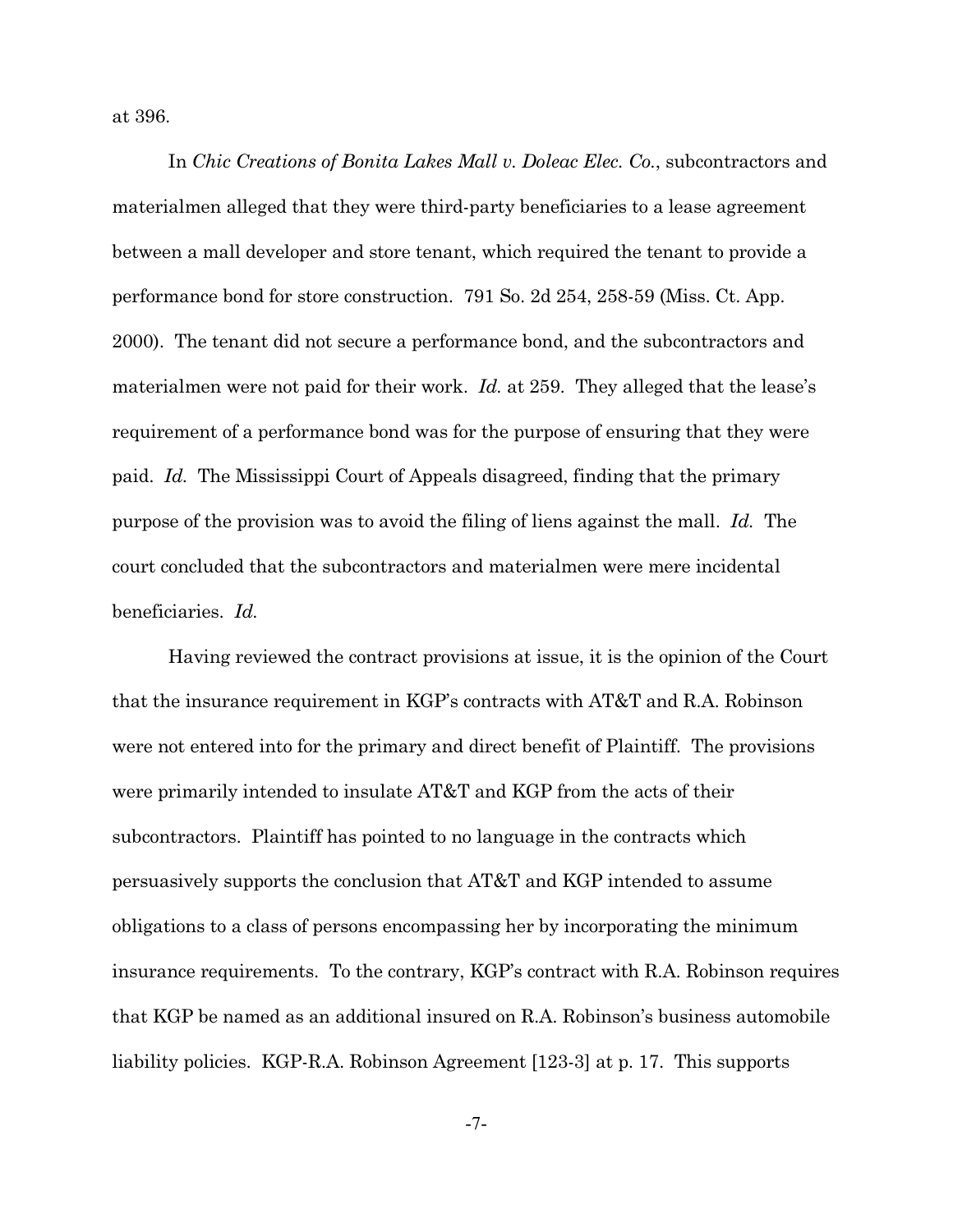at 396.

In *Chic Creations of Bonita Lakes Mall v. Doleac Elec. Co.*, subcontractors and materialmen alleged that they were third-party beneficiaries to a lease agreement between a mall developer and store tenant, which required the tenant to provide a performance bond for store construction. 791 So. 2d 254, 258-59 (Miss. Ct. App. 2000). The tenant did not secure a performance bond, and the subcontractors and materialmen were not paid for their work. *Id.* at 259. They alleged that the lease's requirement of a performance bond was for the purpose of ensuring that they were paid. *Id.* The Mississippi Court of Appeals disagreed, finding that the primary purpose of the provision was to avoid the filing of liens against the mall. *Id.* The court concluded that the subcontractors and materialmen were mere incidental beneficiaries. *Id.*

Having reviewed the contract provisions at issue, it is the opinion of the Court that the insurance requirement in KGP's contracts with AT&T and R.A. Robinson were not entered into for the primary and direct benefit of Plaintiff. The provisions were primarily intended to insulate AT&T and KGP from the acts of their subcontractors. Plaintiff has pointed to no language in the contracts which persuasively supports the conclusion that AT&T and KGP intended to assume obligations to a class of persons encompassing her by incorporating the minimum insurance requirements. To the contrary, KGP's contract with R.A. Robinson requires that KGP be named as an additional insured on R.A. Robinson's business automobile liability policies. KGP-R.A. Robinson Agreement [123-3] at p. 17. This supports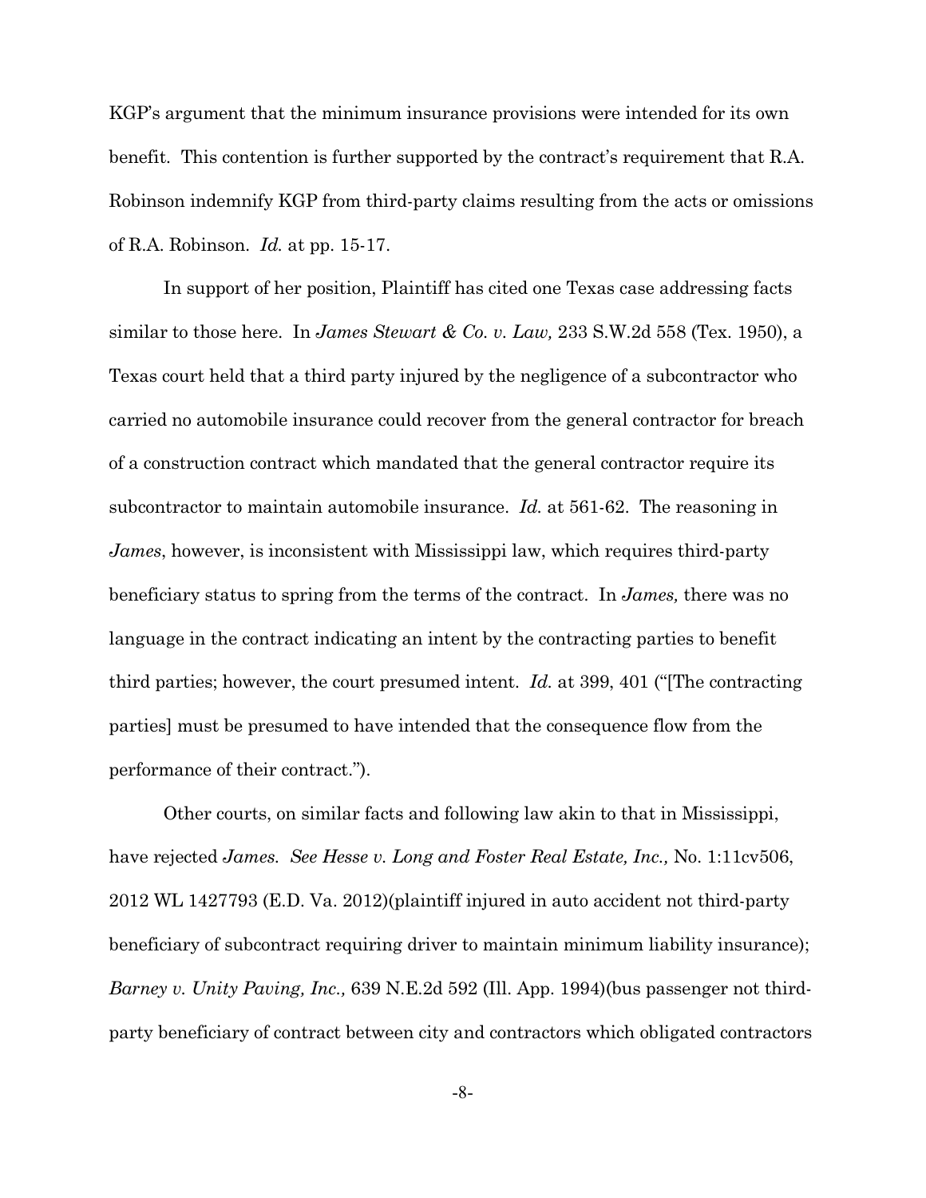KGP's argument that the minimum insurance provisions were intended for its own benefit. This contention is further supported by the contract's requirement that R.A. Robinson indemnify KGP from third-party claims resulting from the acts or omissions of R.A. Robinson. *Id.* at pp. 15-17.

In support of her position, Plaintiff has cited one Texas case addressing facts similar to those here. In *James Stewart & Co. v. Law,* 233 S.W.2d 558 (Tex. 1950), a Texas court held that a third party injured by the negligence of a subcontractor who carried no automobile insurance could recover from the general contractor for breach of a construction contract which mandated that the general contractor require its subcontractor to maintain automobile insurance. *Id.* at 561-62. The reasoning in *James*, however, is inconsistent with Mississippi law, which requires third-party beneficiary status to spring from the terms of the contract. In *James,* there was no language in the contract indicating an intent by the contracting parties to benefit third parties; however, the court presumed intent. *Id.* at 399, 401 ("[The contracting parties] must be presumed to have intended that the consequence flow from the performance of their contract.").

Other courts, on similar facts and following law akin to that in Mississippi, have rejected *James. See Hesse v. Long and Foster Real Estate, Inc.,* No. 1:11cv506, 2012 WL 1427793 (E.D. Va. 2012)(plaintiff injured in auto accident not third-party beneficiary of subcontract requiring driver to maintain minimum liability insurance); *Barney v. Unity Paving, Inc.,* 639 N.E.2d 592 (Ill. App. 1994)(bus passenger not third-party beneficiary of contract between city and contractors which obligated contractors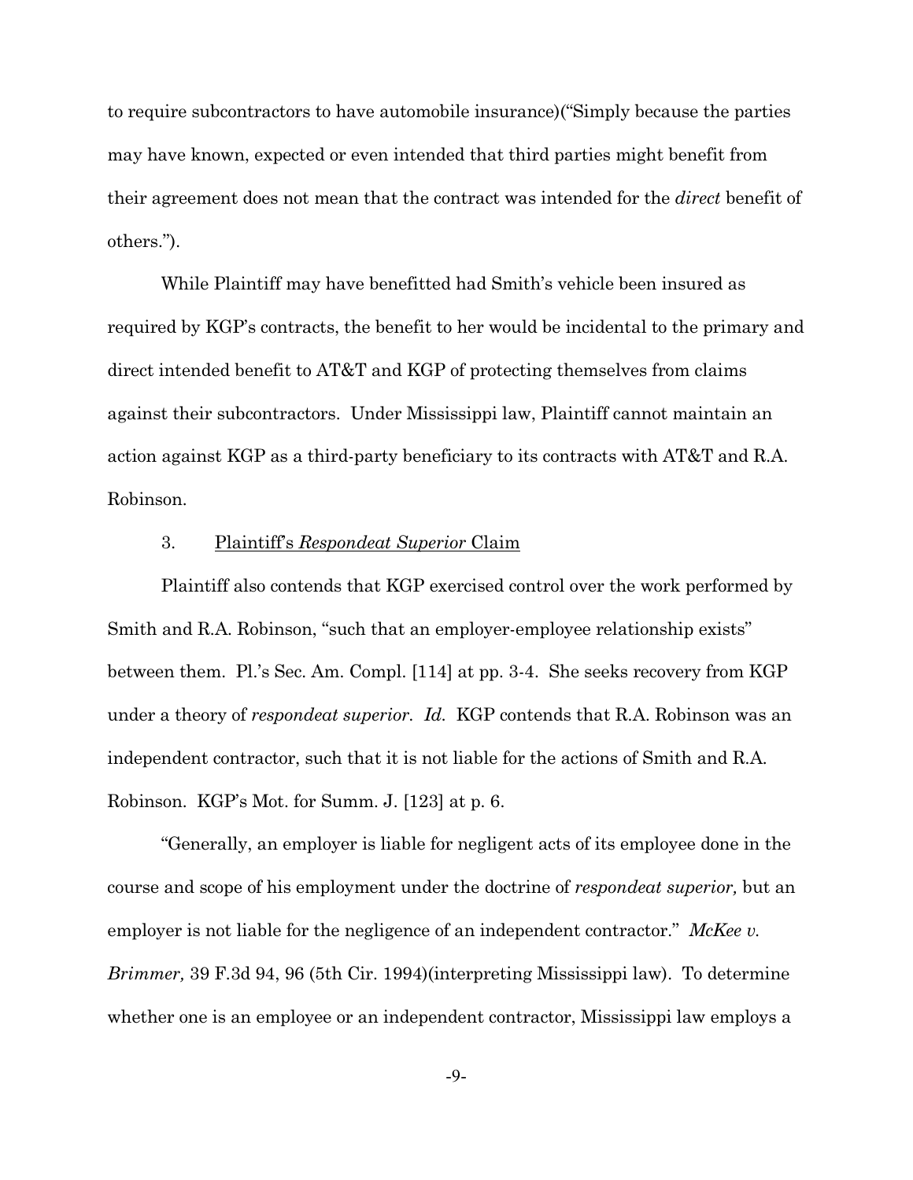to require subcontractors to have automobile insurance)("Simply because the parties may have known, expected or even intended that third parties might benefit from their agreement does not mean that the contract was intended for the *direct* benefit of others.").

While Plaintiff may have benefitted had Smith's vehicle been insured as required by KGP's contracts, the benefit to her would be incidental to the primary and direct intended benefit to AT&T and KGP of protecting themselves from claims against their subcontractors. Under Mississippi law, Plaintiff cannot maintain an action against KGP as a third-party beneficiary to its contracts with AT&T and R.A. Robinson.

3. <u>Plaintiff's *Respondeat Superior* Claim</u>

Plaintiff also contends that KGP exercised control over the work performed by Smith and R.A. Robinson, "such that an employer-employee relationship exists" between them. Pl.'s Sec. Am. Compl. [114] at pp. 3-4. She seeks recovery from KGP under a theory of *respondeat superior*. *Id.* KGP contends that R.A. Robinson was an independent contractor, such that it is not liable for the actions of Smith and R.A. Robinson. KGP's Mot. for Summ. J. [123] at p. 6.

"Generally, an employer is liable for negligent acts of its employee done in the course and scope of his employment under the doctrine of *respondeat superior,* but an employer is not liable for the negligence of an independent contractor." *McKee v. Brimmer,* 39 F.3d 94, 96 (5th Cir. 1994)(interpreting Mississippi law). To determine whether one is an employee or an independent contractor, Mississippi law employs a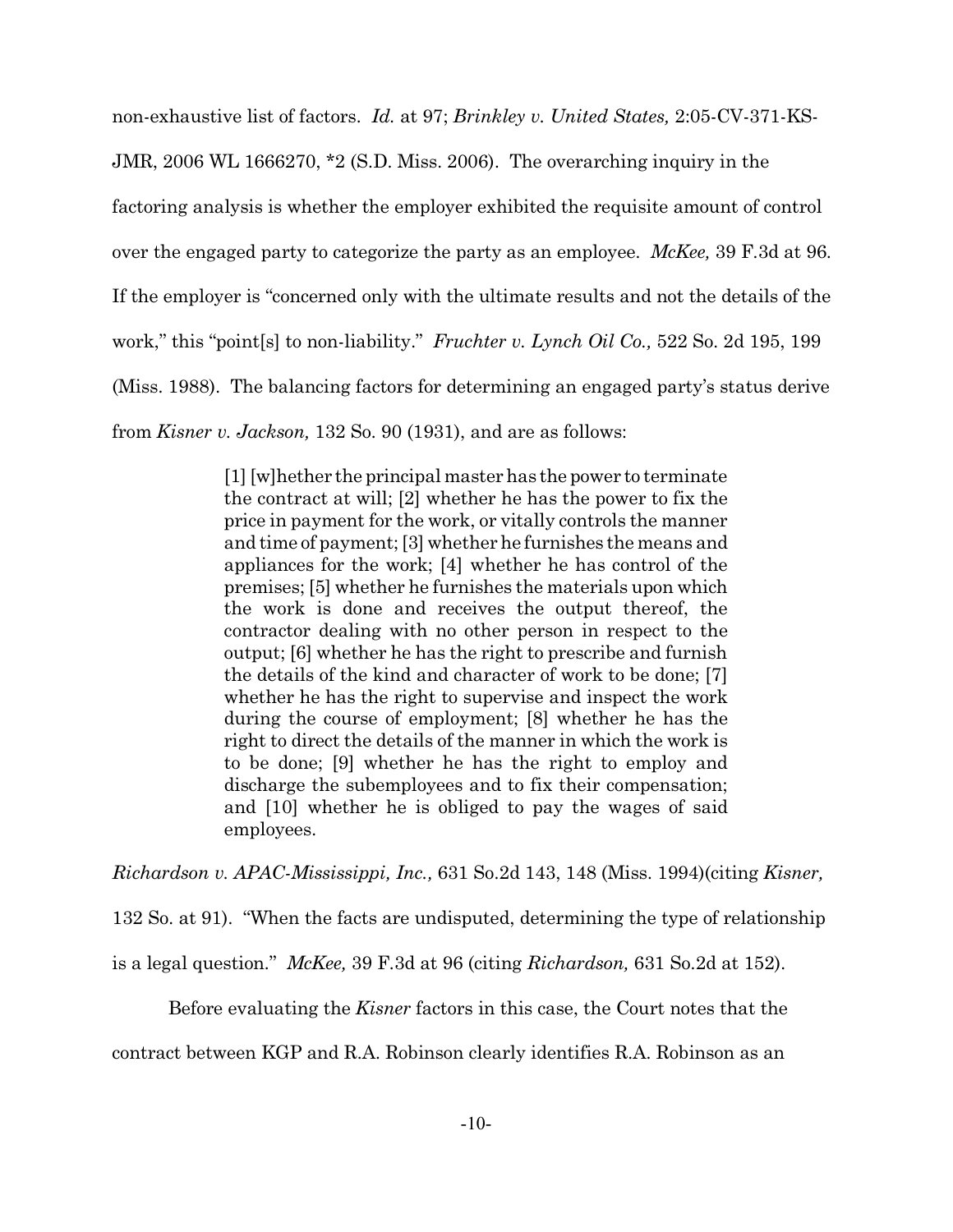non-exhaustive list of factors. *Id.* at 97; *Brinkley v. United States,* 2:05-CV-371-KS-JMR, 2006 WL 1666270, *2 (S.D. Miss. 2006). The overarching inquiry in the factoring analysis is whether the employer exhibited the requisite amount of control over the engaged party to categorize the party as an employee. *McKee,* 39 F.3d at 96. If the employer is "concerned only with the ultimate results and not the details of the work," this "point[s] to non-liability." *Fruchter v. Lynch Oil Co.,* 522 So. 2d 195, 199 (Miss. 1988). The balancing factors for determining an engaged party's status derive from *Kisner v. Jackson,* 132 So. 90 (1931), and are as follows:

> [1] [w]hether the principal master has the power to terminate the contract at will; [2] whether he has the power to fix the price in payment for the work, or vitally controls the manner and time of payment; [3] whether he furnishes the means and appliances for the work; [4] whether he has control of the premises; [5] whether he furnishes the materials upon which the work is done and receives the output thereof, the contractor dealing with no other person in respect to the output; [6] whether he has the right to prescribe and furnish the details of the kind and character of work to be done; [7] whether he has the right to supervise and inspect the work during the course of employment; [8] whether he has the right to direct the details of the manner in which the work is to be done; [9] whether he has the right to employ and discharge the subemployees and to fix their compensation; and [10] whether he is obliged to pay the wages of said employees.

*Richardson v. APAC-Mississippi, Inc.,* 631 So.2d 143, 148 (Miss. 1994)(citing *Kisner,* 132 So. at 91). "When the facts are undisputed, determining the type of relationship is a legal question." *McKee,* 39 F.3d at 96 (citing *Richardson,* 631 So.2d at 152).

Before evaluating the *Kisner* factors in this case, the Court notes that the contract between KGP and R.A. Robinson clearly identifies R.A. Robinson as an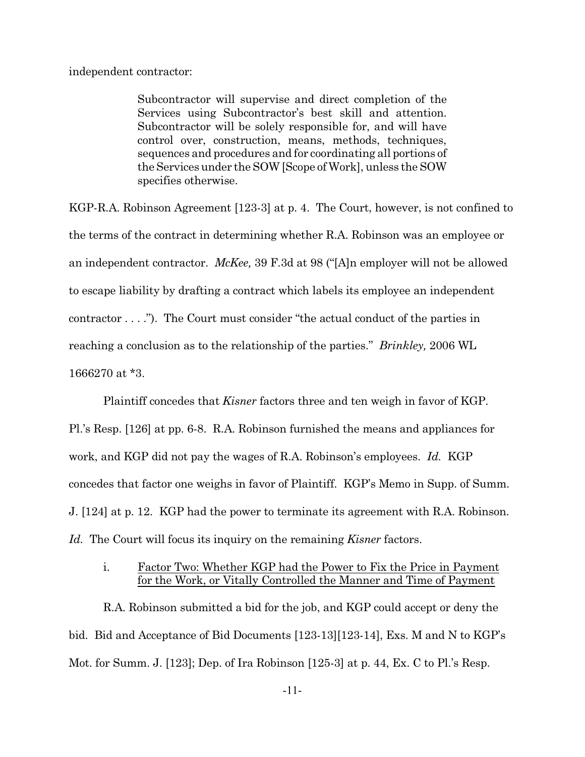independent contractor:

> Subcontractor will supervise and direct completion of the Services using Subcontractor's best skill and attention. Subcontractor will be solely responsible for, and will have control over, construction, means, methods, techniques, sequences and procedures and for coordinating all portions of the Services under the SOW [Scope of Work], unless the SOW specifies otherwise.

KGP-R.A. Robinson Agreement [123-3] at p. 4. The Court, however, is not confined to the terms of the contract in determining whether R.A. Robinson was an employee or an independent contractor. *McKee,* 39 F.3d at 98 ("[A]n employer will not be allowed to escape liability by drafting a contract which labels its employee an independent contractor . . . ."). The Court must consider "the actual conduct of the parties in reaching a conclusion as to the relationship of the parties." *Brinkley,* 2006 WL 1666270 at *3.

Plaintiff concedes that *Kisner* factors three and ten weigh in favor of KGP. Pl.'s Resp. [126] at pp. 6-8. R.A. Robinson furnished the means and appliances for work, and KGP did not pay the wages of R.A. Robinson's employees. *Id.* KGP concedes that factor one weighs in favor of Plaintiff. KGP's Memo in Supp. of Summ. J. [124] at p. 12. KGP had the power to terminate its agreement with R.A. Robinson. *Id.* The Court will focus its inquiry on the remaining *Kisner* factors.

i. <u>Factor Two: Whether KGP had the Power to Fix the Price in Payment for the Work, or Vitally Controlled the Manner and Time of Payment</u>

R.A. Robinson submitted a bid for the job, and KGP could accept or deny the bid. Bid and Acceptance of Bid Documents [123-13][123-14], Exs. M and N to KGP's Mot. for Summ. J. [123]; Dep. of Ira Robinson [125-3] at p. 44, Ex. C to Pl.'s Resp.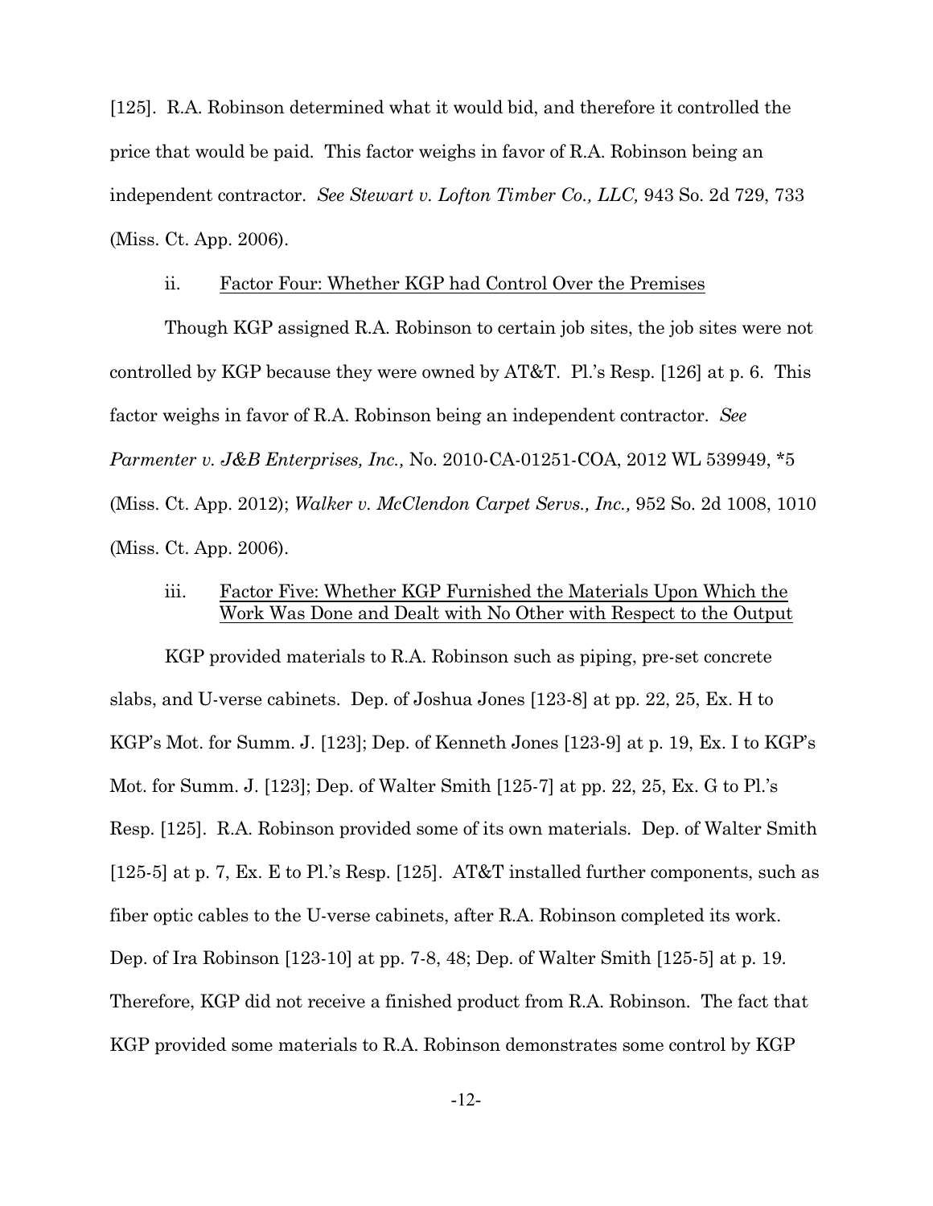[125]. R.A. Robinson determined what it would bid, and therefore it controlled the price that would be paid. This factor weighs in favor of R.A. Robinson being an independent contractor. *See Stewart v. Lofton Timber Co., LLC,* 943 So. 2d 729, 733 (Miss. Ct. App. 2006).

ii. <u>Factor Four: Whether KGP had Control Over the Premises</u>

Though KGP assigned R.A. Robinson to certain job sites, the job sites were not controlled by KGP because they were owned by AT&T. Pl.'s Resp. [126] at p. 6. This factor weighs in favor of R.A. Robinson being an independent contractor. *See Parmenter v. J&B Enterprises, Inc.,* No. 2010-CA-01251-COA, 2012 WL 539949, *5 (Miss. Ct. App. 2012); *Walker v. McClendon Carpet Servs., Inc.,* 952 So. 2d 1008, 1010 (Miss. Ct. App. 2006).

iii. <u>Factor Five: Whether KGP Furnished the Materials Upon Which the Work Was Done and Dealt with No Other with Respect to the Output</u>

KGP provided materials to R.A. Robinson such as piping, pre-set concrete slabs, and U-verse cabinets. Dep. of Joshua Jones [123-8] at pp. 22, 25, Ex. H to KGP's Mot. for Summ. J. [123]; Dep. of Kenneth Jones [123-9] at p. 19, Ex. I to KGP's Mot. for Summ. J. [123]; Dep. of Walter Smith [125-7] at pp. 22, 25, Ex. G to Pl.'s Resp. [125]. R.A. Robinson provided some of its own materials. Dep. of Walter Smith [125-5] at p. 7, Ex. E to Pl.'s Resp. [125]. AT&T installed further components, such as fiber optic cables to the U-verse cabinets, after R.A. Robinson completed its work. Dep. of Ira Robinson [123-10] at pp. 7-8, 48; Dep. of Walter Smith [125-5] at p. 19. Therefore, KGP did not receive a finished product from R.A. Robinson. The fact that KGP provided some materials to R.A. Robinson demonstrates some control by KGP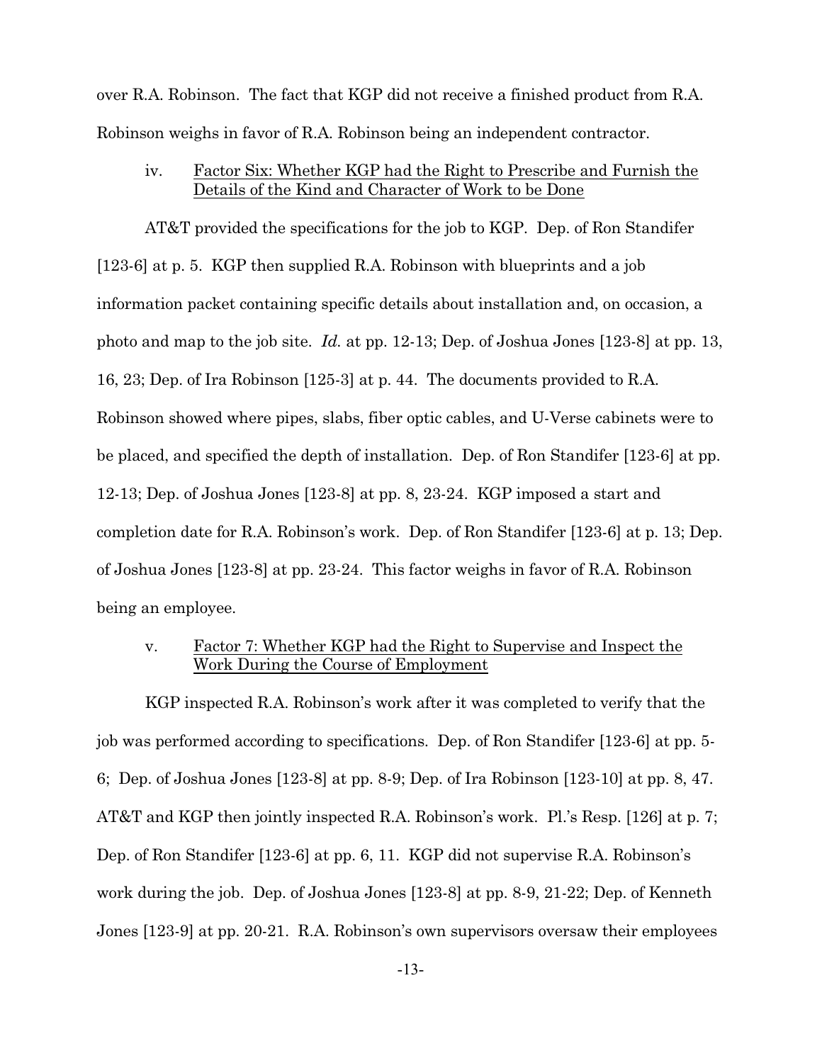over R.A. Robinson. The fact that KGP did not receive a finished product from R.A. Robinson weighs in favor of R.A. Robinson being an independent contractor.

iv. <u>Factor Six: Whether KGP had the Right to Prescribe and Furnish the Details of the Kind and Character of Work to be Done</u>

AT&T provided the specifications for the job to KGP. Dep. of Ron Standifer [123-6] at p. 5. KGP then supplied R.A. Robinson with blueprints and a job information packet containing specific details about installation and, on occasion, a photo and map to the job site. *Id.* at pp. 12-13; Dep. of Joshua Jones [123-8] at pp. 13, 16, 23; Dep. of Ira Robinson [125-3] at p. 44. The documents provided to R.A. Robinson showed where pipes, slabs, fiber optic cables, and U-Verse cabinets were to be placed, and specified the depth of installation. Dep. of Ron Standifer [123-6] at pp. 12-13; Dep. of Joshua Jones [123-8] at pp. 8, 23-24. KGP imposed a start and completion date for R.A. Robinson's work. Dep. of Ron Standifer [123-6] at p. 13; Dep. of Joshua Jones [123-8] at pp. 23-24. This factor weighs in favor of R.A. Robinson being an employee.

v. <u>Factor 7: Whether KGP had the Right to Supervise and Inspect the Work During the Course of Employment</u>

KGP inspected R.A. Robinson's work after it was completed to verify that the job was performed according to specifications. Dep. of Ron Standifer [123-6] at pp. 5-6; Dep. of Joshua Jones [123-8] at pp. 8-9; Dep. of Ira Robinson [123-10] at pp. 8, 47. AT&T and KGP then jointly inspected R.A. Robinson's work. Pl.'s Resp. [126] at p. 7; Dep. of Ron Standifer [123-6] at pp. 6, 11. KGP did not supervise R.A. Robinson's work during the job. Dep. of Joshua Jones [123-8] at pp. 8-9, 21-22; Dep. of Kenneth Jones [123-9] at pp. 20-21. R.A. Robinson's own supervisors oversaw their employees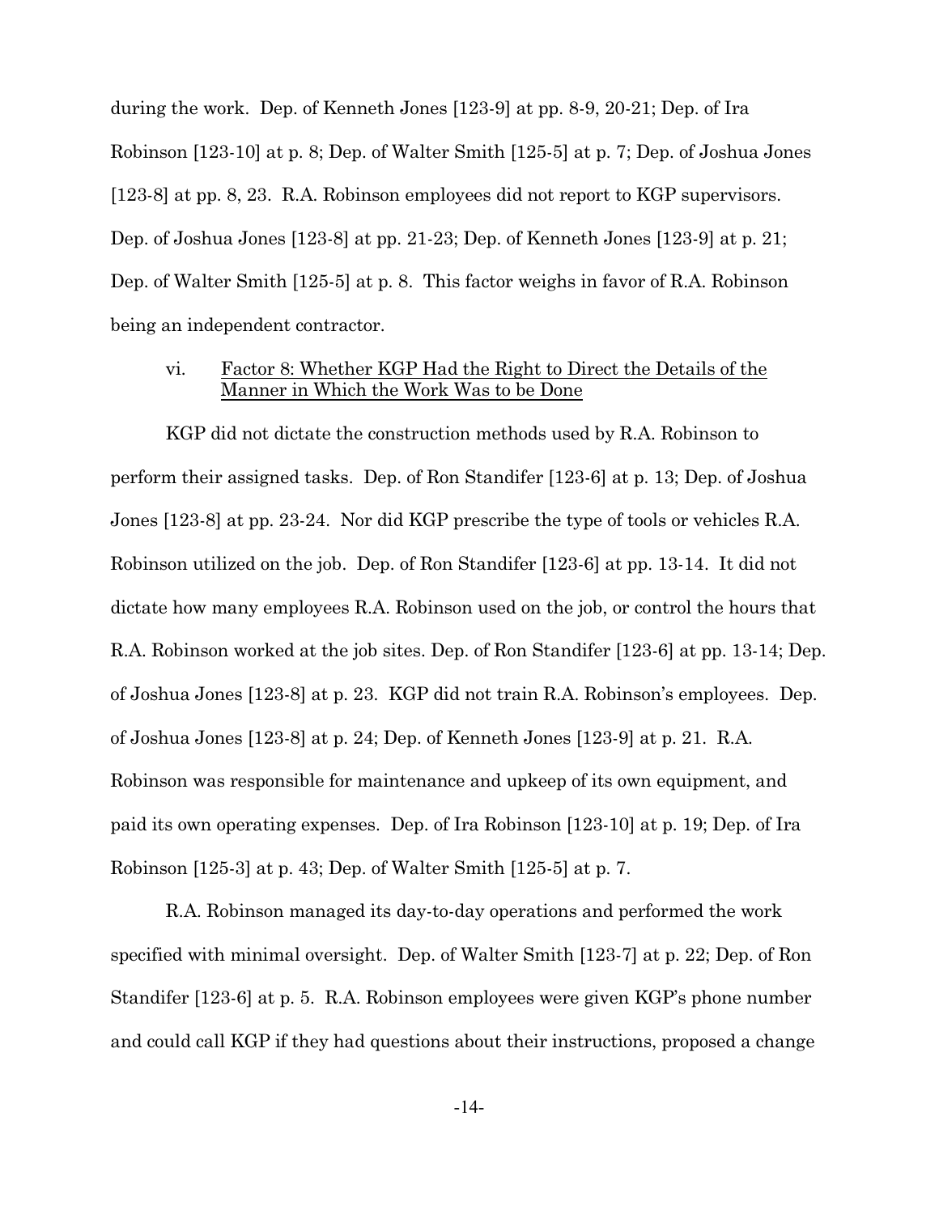during the work. Dep. of Kenneth Jones [123-9] at pp. 8-9, 20-21; Dep. of Ira Robinson [123-10] at p. 8; Dep. of Walter Smith [125-5] at p. 7; Dep. of Joshua Jones [123-8] at pp. 8, 23. R.A. Robinson employees did not report to KGP supervisors. Dep. of Joshua Jones [123-8] at pp. 21-23; Dep. of Kenneth Jones [123-9] at p. 21; Dep. of Walter Smith [125-5] at p. 8. This factor weighs in favor of R.A. Robinson being an independent contractor.

vi. <u>Factor 8: Whether KGP Had the Right to Direct the Details of the Manner in Which the Work Was to be Done</u>

KGP did not dictate the construction methods used by R.A. Robinson to perform their assigned tasks. Dep. of Ron Standifer [123-6] at p. 13; Dep. of Joshua Jones [123-8] at pp. 23-24. Nor did KGP prescribe the type of tools or vehicles R.A. Robinson utilized on the job. Dep. of Ron Standifer [123-6] at pp. 13-14. It did not dictate how many employees R.A. Robinson used on the job, or control the hours that R.A. Robinson worked at the job sites. Dep. of Ron Standifer [123-6] at pp. 13-14; Dep. of Joshua Jones [123-8] at p. 23. KGP did not train R.A. Robinson's employees. Dep. of Joshua Jones [123-8] at p. 24; Dep. of Kenneth Jones [123-9] at p. 21. R.A. Robinson was responsible for maintenance and upkeep of its own equipment, and paid its own operating expenses. Dep. of Ira Robinson [123-10] at p. 19; Dep. of Ira Robinson [125-3] at p. 43; Dep. of Walter Smith [125-5] at p. 7.

R.A. Robinson managed its day-to-day operations and performed the work specified with minimal oversight. Dep. of Walter Smith [123-7] at p. 22; Dep. of Ron Standifer [123-6] at p. 5. R.A. Robinson employees were given KGP's phone number and could call KGP if they had questions about their instructions, proposed a change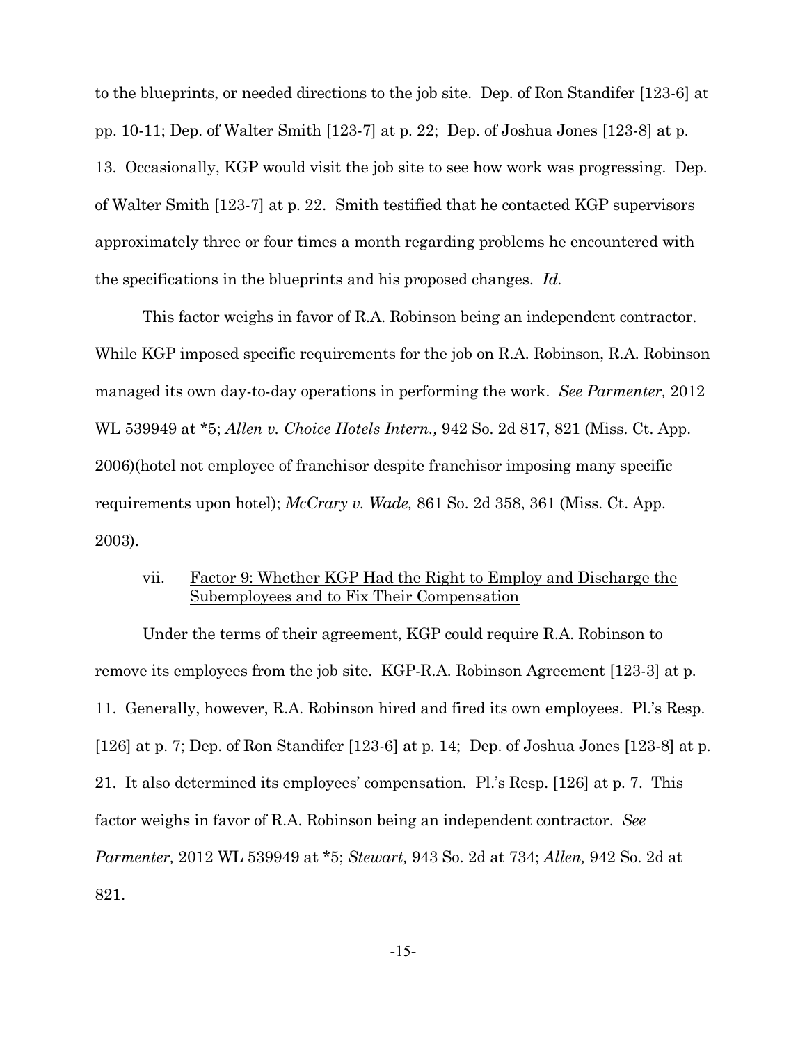to the blueprints, or needed directions to the job site. Dep. of Ron Standifer [123-6] at pp. 10-11; Dep. of Walter Smith [123-7] at p. 22; Dep. of Joshua Jones [123-8] at p. 13. Occasionally, KGP would visit the job site to see how work was progressing. Dep. of Walter Smith [123-7] at p. 22. Smith testified that he contacted KGP supervisors approximately three or four times a month regarding problems he encountered with the specifications in the blueprints and his proposed changes. *Id.*

This factor weighs in favor of R.A. Robinson being an independent contractor. While KGP imposed specific requirements for the job on R.A. Robinson, R.A. Robinson managed its own day-to-day operations in performing the work. *See Parmenter,* 2012 WL 539949 at *5; *Allen v. Choice Hotels Intern.,* 942 So. 2d 817, 821 (Miss. Ct. App. 2006)(hotel not employee of franchisor despite franchisor imposing many specific requirements upon hotel); *McCrary v. Wade,* 861 So. 2d 358, 361 (Miss. Ct. App. 2003).

vii. <u>Factor 9: Whether KGP Had the Right to Employ and Discharge the Subemployees and to Fix Their Compensation</u>

Under the terms of their agreement, KGP could require R.A. Robinson to remove its employees from the job site. KGP-R.A. Robinson Agreement [123-3] at p. 11. Generally, however, R.A. Robinson hired and fired its own employees. Pl.'s Resp. [126] at p. 7; Dep. of Ron Standifer [123-6] at p. 14; Dep. of Joshua Jones [123-8] at p. 21. It also determined its employees' compensation. Pl.'s Resp. [126] at p. 7. This factor weighs in favor of R.A. Robinson being an independent contractor. *See Parmenter,* 2012 WL 539949 at *5; *Stewart,* 943 So. 2d at 734; *Allen,* 942 So. 2d at 821.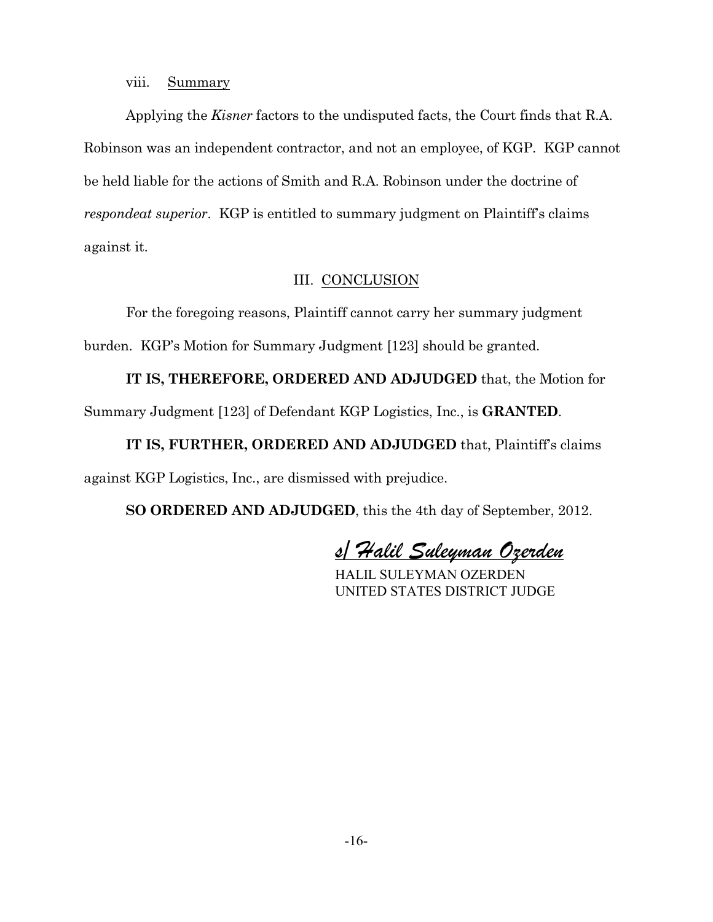viii. Summary

Applying the *Kisner* factors to the undisputed facts, the Court finds that R.A. Robinson was an independent contractor, and not an employee, of KGP. KGP cannot be held liable for the actions of Smith and R.A. Robinson under the doctrine of *respondeat superior*. KGP is entitled to summary judgment on Plaintiff's claims against it.

## III. CONCLUSION

For the foregoing reasons, Plaintiff cannot carry her summary judgment burden. KGP's Motion for Summary Judgment [123] should be granted.

**IT IS, THEREFORE, ORDERED AND ADJUDGED** that, the Motion for Summary Judgment [123] of Defendant KGP Logistics, Inc., is **GRANTED**.

**IT IS, FURTHER, ORDERED AND ADJUDGED** that, Plaintiff's claims against KGP Logistics, Inc., are dismissed with prejudice.

**SO ORDERED AND ADJUDGED**, this the 4th day of September, 2012.

*s/ Halil Suleyman Ozerden*

HALIL SULEYMAN OZERDEN
UNITED STATES DISTRICT JUDGE